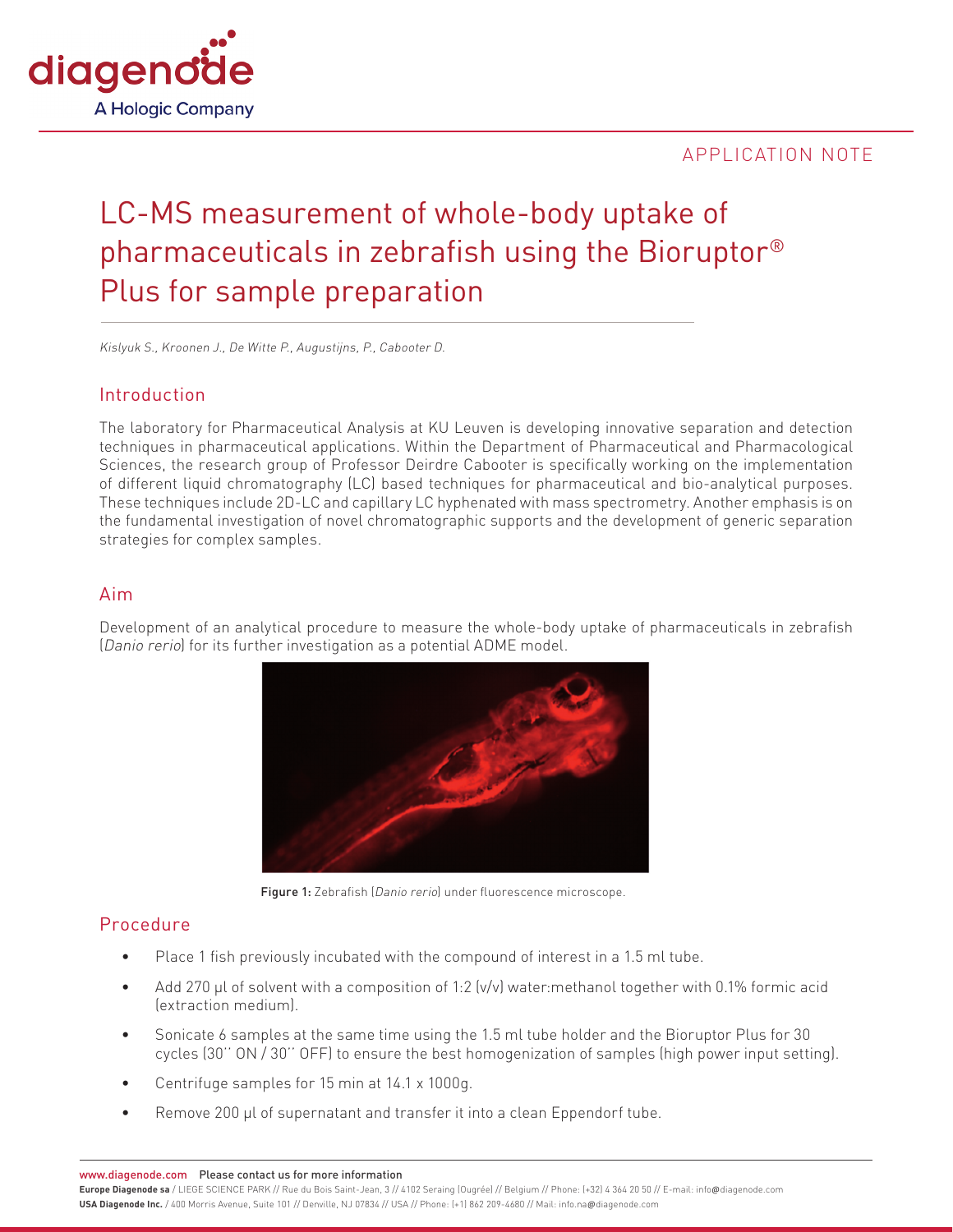APPLICATION NOTE

# LC-MS measurement of whole-body uptake of pharmaceuticals in zebrafish using the Bioruptor® Plus for sample preparation

*Kislyuk S., Kroonen J., De Witte P., Augustijns, P., Cabooter D.*

## Introduction

The laboratory for Pharmaceutical Analysis at KU Leuven is developing innovative separation and detection techniques in pharmaceutical applications. Within the Department of Pharmaceutical and Pharmacological Sciences, the research group of Professor Deirdre Cabooter is specifically working on the implementation of different liquid chromatography (LC) based techniques for pharmaceutical and bio-analytical purposes. These techniques include 2D-LC and capillary LC hyphenated with mass spectrometry. Another emphasis is on the fundamental investigation of novel chromatographic supports and the development of generic separation strategies for complex samples.

## Aim

Development of an analytical procedure to measure the whole-body uptake of pharmaceuticals in zebrafish (*Danio rerio*) for its further investigation as a potential ADME model.

**Figure 1:** Zebrafish (*Danio rerio*) under fluorescence microscope.

## Procedure

- Place 1 fish previously incubated with the compound of interest in a 1.5 ml tube.
- Add 270 µl of solvent with a composition of 1:2 (v/v) water:methanol together with 0.1% formic acid (extraction medium).
- Sonicate 6 samples at the same time using the 1.5 ml tube holder and the Bioruptor Plus for 30 cycles (30'' ON / 30'' OFF) to ensure the best homogenization of samples (high power input setting).
- Centrifuge samples for 15 min at 14.1 x 1000g.
- Remove 200 µl of supernatant and transfer it into a clean Eppendorf tube.

www.diagenode.com Please contact us for more information

**Europe Diagenode sa** / LIEGE SCIENCE PARK // Rue du Bois Saint-Jean, 3 // 4102 Seraing (Ougrée) // Belgium // Phone: (+32) 4 364 20 50 // E-mail: info@diagenode.com

**USA Diagenode Inc.** / 400 Morris Avenue, Suite 101 // Denville, NJ 07834 // USA // Phone: (+1) 862 209-4680 // Mail: info.na@diagenode.com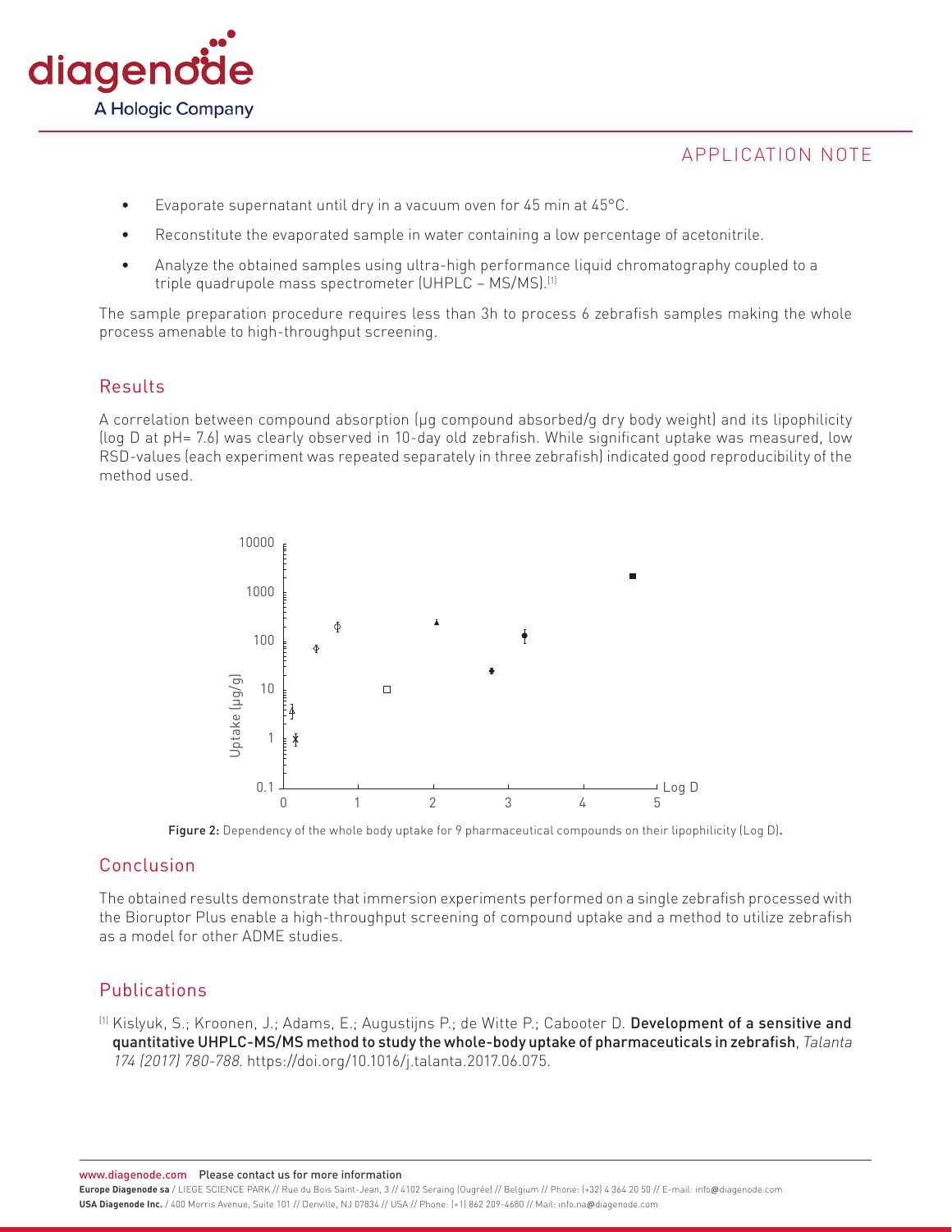- Evaporate supernatant until dry in a vacuum oven for 45 min at 45°C.
- Reconstitute the evaporated sample in water containing a low percentage of acetonitrile.
- Analyze the obtained samples using ultra-high performance liquid chromatography coupled to a triple quadrupole mass spectrometer (UHPLC – MS/MS).[1]

The sample preparation procedure requires less than 3h to process 6 zebrafish samples making the whole process amenable to high-throughput screening.

## Results

A correlation between compound absorption (µg compound absorbed/g dry body weight) and its lipophilicity (log D at pH= 7.6) was clearly observed in 10-day old zebrafish. While significant uptake was measured, low RSD-values (each experiment was repeated separately in three zebrafish) indicated good reproducibility of the method used.

10000
1000
100
10
1
0.1
Uptake (µg/g)
0
1
2
3
4
5
Log D

**Figure 2:** Dependency of the whole body uptake for 9 pharmaceutical compounds on their lipophilicity (Log D).

## Conclusion

The obtained results demonstrate that immersion experiments performed on a single zebrafish processed with the Bioruptor Plus enable a high-throughput screening of compound uptake and a method to utilize zebrafish as a model for other ADME studies.

## Publications

[1] Kislyuk, S.; Kroonen, J.; Adams, E.; Augustijns P.; de Witte P.; Cabooter D. **Development of a sensitive and quantitative UHPLC-MS/MS method to study the whole-body uptake of pharmaceuticals in zebrafish**, *Talanta 174 (2017) 780-788*. https://doi.org/10.1016/j.talanta.2017.06.075.

www.diagenode.com Please contact us for more information

**Europe Diagenode sa** / LIEGE SCIENCE PARK // Rue du Bois Saint-Jean, 3 // 4102 Seraing (Ougrée) // Belgium // Phone: (+32) 4 364 20 50 // E-mail: info@diagenode.com

**USA Diagenode Inc.** / 400 Morris Avenue, Suite 101 // Denville, NJ 07834 // USA // Phone: (+1) 862 209-4680 // Mail: info.na@diagenode.com